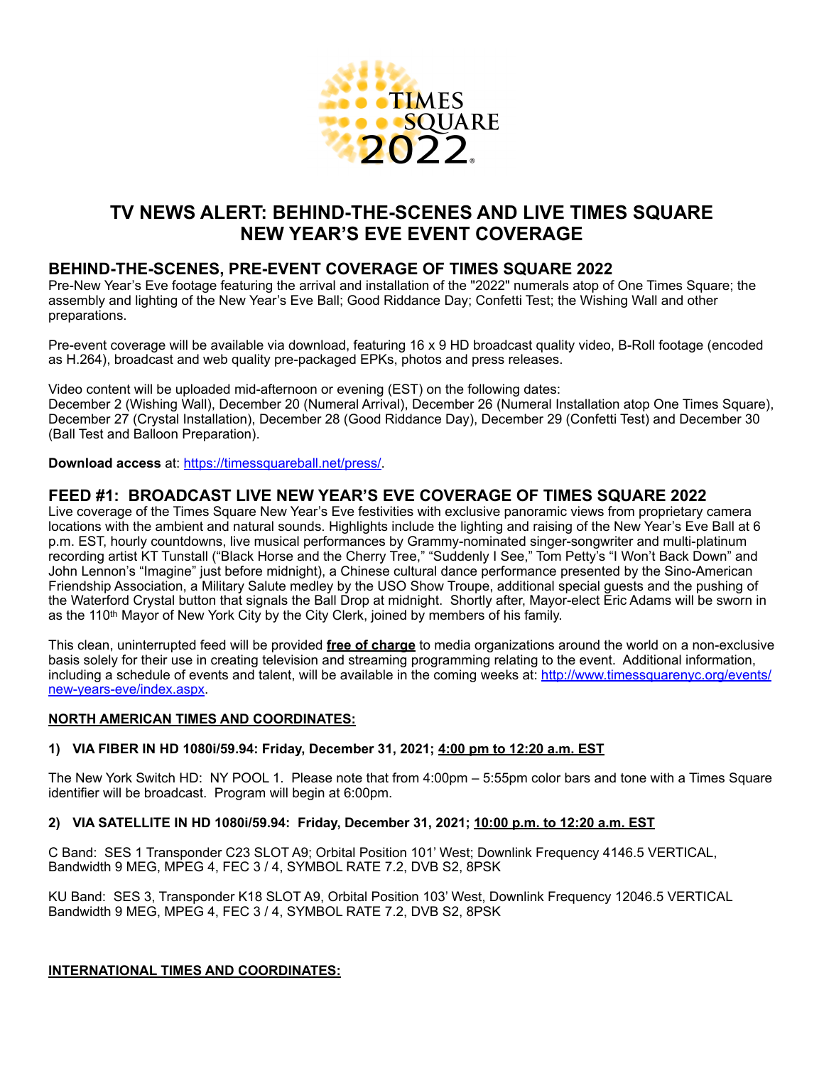TIMES SQUARE 2022

# TV NEWS ALERT: BEHIND-THE-SCENES AND LIVE TIMES SQUARE NEW YEAR'S EVE EVENT COVERAGE

## BEHIND-THE-SCENES, PRE-EVENT COVERAGE OF TIMES SQUARE 2022

Pre-New Year's Eve footage featuring the arrival and installation of the "2022" numerals atop of One Times Square; the assembly and lighting of the New Year's Eve Ball; Good Riddance Day; Confetti Test; the Wishing Wall and other preparations.

Pre-event coverage will be available via download, featuring 16 x 9 HD broadcast quality video, B-Roll footage (encoded as H.264), broadcast and web quality pre-packaged EPKs, photos and press releases.

Video content will be uploaded mid-afternoon or evening (EST) on the following dates:
December 2 (Wishing Wall), December 20 (Numeral Arrival), December 26 (Numeral Installation atop One Times Square), December 27 (Crystal Installation), December 28 (Good Riddance Day), December 29 (Confetti Test) and December 30 (Ball Test and Balloon Preparation).

**Download access** at: https://timessquareball.net/press/.

## FEED #1: BROADCAST LIVE NEW YEAR'S EVE COVERAGE OF TIMES SQUARE 2022

Live coverage of the Times Square New Year's Eve festivities with exclusive panoramic views from proprietary camera locations with the ambient and natural sounds. Highlights include the lighting and raising of the New Year's Eve Ball at 6 p.m. EST, hourly countdowns, live musical performances by Grammy-nominated singer-songwriter and multi-platinum recording artist KT Tunstall ("Black Horse and the Cherry Tree," "Suddenly I See," Tom Petty's "I Won't Back Down" and John Lennon's "Imagine" just before midnight), a Chinese cultural dance performance presented by the Sino-American Friendship Association, a Military Salute medley by the USO Show Troupe, additional special guests and the pushing of the Waterford Crystal button that signals the Ball Drop at midnight. Shortly after, Mayor-elect Eric Adams will be sworn in as the 110th Mayor of New York City by the City Clerk, joined by members of his family.

This clean, uninterrupted feed will be provided **free of charge** to media organizations around the world on a non-exclusive basis solely for their use in creating television and streaming programming relating to the event. Additional information, including a schedule of events and talent, will be available in the coming weeks at: http://www.timessquarenyc.org/events/new-years-eve/index.aspx.

**NORTH AMERICAN TIMES AND COORDINATES:**

**1) VIA FIBER IN HD 1080i/59.94: Friday, December 31, 2021; 4:00 pm to 12:20 a.m. EST**

The New York Switch HD: NY POOL 1. Please note that from 4:00pm – 5:55pm color bars and tone with a Times Square identifier will be broadcast. Program will begin at 6:00pm.

**2) VIA SATELLITE IN HD 1080i/59.94: Friday, December 31, 2021; 10:00 p.m. to 12:20 a.m. EST**

C Band: SES 1 Transponder C23 SLOT A9; Orbital Position 101' West; Downlink Frequency 4146.5 VERTICAL, Bandwidth 9 MEG, MPEG 4, FEC 3 / 4, SYMBOL RATE 7.2, DVB S2, 8PSK

KU Band: SES 3, Transponder K18 SLOT A9, Orbital Position 103' West, Downlink Frequency 12046.5 VERTICAL Bandwidth 9 MEG, MPEG 4, FEC 3 / 4, SYMBOL RATE 7.2, DVB S2, 8PSK

**INTERNATIONAL TIMES AND COORDINATES:**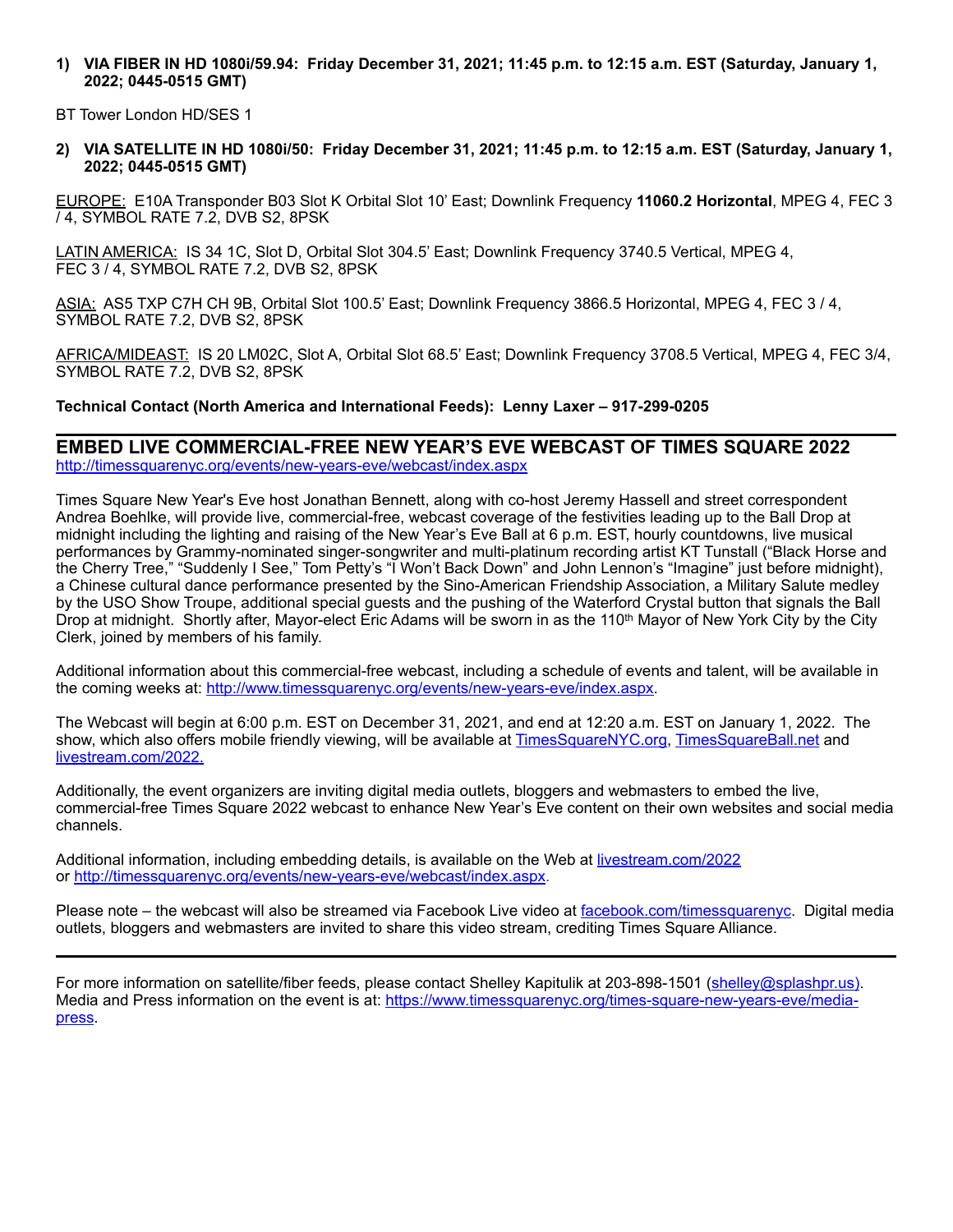1) **VIA FIBER IN HD 1080i/59.94: Friday December 31, 2021; 11:45 p.m. to 12:15 a.m. EST (Saturday, January 1, 2022; 0445-0515 GMT)**

BT Tower London HD/SES 1

2) **VIA SATELLITE IN HD 1080i/50: Friday December 31, 2021; 11:45 p.m. to 12:15 a.m. EST (Saturday, January 1, 2022; 0445-0515 GMT)**

EUROPE: E10A Transponder B03 Slot K Orbital Slot 10' East; Downlink Frequency **11060.2 Horizontal**, MPEG 4, FEC 3 / 4, SYMBOL RATE 7.2, DVB S2, 8PSK

LATIN AMERICA: IS 34 1C, Slot D, Orbital Slot 304.5' East; Downlink Frequency 3740.5 Vertical, MPEG 4, FEC 3 / 4, SYMBOL RATE 7.2, DVB S2, 8PSK

ASIA: AS5 TXP C7H CH 9B, Orbital Slot 100.5' East; Downlink Frequency 3866.5 Horizontal, MPEG 4, FEC 3 / 4, SYMBOL RATE 7.2, DVB S2, 8PSK

AFRICA/MIDEAST: IS 20 LM02C, Slot A, Orbital Slot 68.5' East; Downlink Frequency 3708.5 Vertical, MPEG 4, FEC 3/4, SYMBOL RATE 7.2, DVB S2, 8PSK

**Technical Contact (North America and International Feeds): Lenny Laxer – 917-299-0205**

---

## EMBED LIVE COMMERCIAL-FREE NEW YEAR'S EVE WEBCAST OF TIMES SQUARE 2022

http://timessquarenyc.org/events/new-years-eve/webcast/index.aspx

Times Square New Year's Eve host Jonathan Bennett, along with co-host Jeremy Hassell and street correspondent Andrea Boehlke, will provide live, commercial-free, webcast coverage of the festivities leading up to the Ball Drop at midnight including the lighting and raising of the New Year's Eve Ball at 6 p.m. EST, hourly countdowns, live musical performances by Grammy-nominated singer-songwriter and multi-platinum recording artist KT Tunstall ("Black Horse and the Cherry Tree," "Suddenly I See," Tom Petty's "I Won't Back Down" and John Lennon's "Imagine" just before midnight), a Chinese cultural dance performance presented by the Sino-American Friendship Association, a Military Salute medley by the USO Show Troupe, additional special guests and the pushing of the Waterford Crystal button that signals the Ball Drop at midnight. Shortly after, Mayor-elect Eric Adams will be sworn in as the 110th Mayor of New York City by the City Clerk, joined by members of his family.

Additional information about this commercial-free webcast, including a schedule of events and talent, will be available in the coming weeks at: http://www.timessquarenyc.org/events/new-years-eve/index.aspx.

The Webcast will begin at 6:00 p.m. EST on December 31, 2021, and end at 12:20 a.m. EST on January 1, 2022. The show, which also offers mobile friendly viewing, will be available at TimesSquareNYC.org, TimesSquareBall.net and livestream.com/2022.

Additionally, the event organizers are inviting digital media outlets, bloggers and webmasters to embed the live, commercial-free Times Square 2022 webcast to enhance New Year's Eve content on their own websites and social media channels.

Additional information, including embedding details, is available on the Web at livestream.com/2022 or http://timessquarenyc.org/events/new-years-eve/webcast/index.aspx.

Please note – the webcast will also be streamed via Facebook Live video at facebook.com/timessquarenyc. Digital media outlets, bloggers and webmasters are invited to share this video stream, crediting Times Square Alliance.

---

For more information on satellite/fiber feeds, please contact Shelley Kapitulik at 203-898-1501 (shelley@splashpr.us). Media and Press information on the event is at: https://www.timessquarenyc.org/times-square-new-years-eve/media-press.